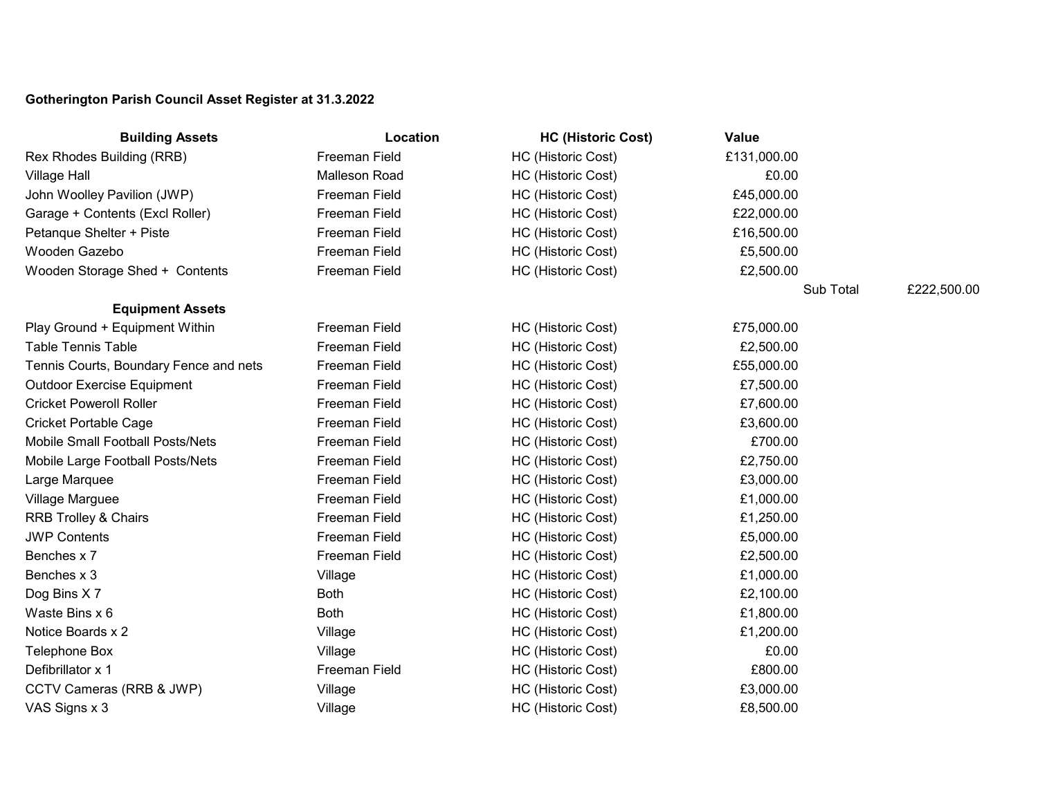**Gotherington Parish Council Asset Register at 31.3.2022**

| Building Assets | Location | HC (Historic Cost) | Value | | |
|---|---|---|---|---|---|
| Rex Rhodes Building (RRB) | Freeman Field | HC (Historic Cost) | £131,000.00 | | |
| Village Hall | Malleson Road | HC (Historic Cost) | £0.00 | | |
| John Woolley Pavilion (JWP) | Freeman Field | HC (Historic Cost) | £45,000.00 | | |
| Garage + Contents (Excl Roller) | Freeman Field | HC (Historic Cost) | £22,000.00 | | |
| Petanque Shelter + Piste | Freeman Field | HC (Historic Cost) | £16,500.00 | | |
| Wooden Gazebo | Freeman Field | HC (Historic Cost) | £5,500.00 | | |
| Wooden Storage Shed + Contents | Freeman Field | HC (Historic Cost) | £2,500.00 | | |
| | | | | Sub Total | £222,500.00 |
| **Equipment Assets** | | | | | |
| Play Ground + Equipment Within | Freeman Field | HC (Historic Cost) | £75,000.00 | | |
| Table Tennis Table | Freeman Field | HC (Historic Cost) | £2,500.00 | | |
| Tennis Courts, Boundary Fence and nets | Freeman Field | HC (Historic Cost) | £55,000.00 | | |
| Outdoor Exercise Equipment | Freeman Field | HC (Historic Cost) | £7,500.00 | | |
| Cricket Poweroll Roller | Freeman Field | HC (Historic Cost) | £7,600.00 | | |
| Cricket Portable Cage | Freeman Field | HC (Historic Cost) | £3,600.00 | | |
| Mobile Small Football Posts/Nets | Freeman Field | HC (Historic Cost) | £700.00 | | |
| Mobile Large Football Posts/Nets | Freeman Field | HC (Historic Cost) | £2,750.00 | | |
| Large Marquee | Freeman Field | HC (Historic Cost) | £3,000.00 | | |
| Village Marguee | Freeman Field | HC (Historic Cost) | £1,000.00 | | |
| RRB Trolley & Chairs | Freeman Field | HC (Historic Cost) | £1,250.00 | | |
| JWP Contents | Freeman Field | HC (Historic Cost) | £5,000.00 | | |
| Benches x 7 | Freeman Field | HC (Historic Cost) | £2,500.00 | | |
| Benches x 3 | Village | HC (Historic Cost) | £1,000.00 | | |
| Dog Bins X 7 | Both | HC (Historic Cost) | £2,100.00 | | |
| Waste Bins x 6 | Both | HC (Historic Cost) | £1,800.00 | | |
| Notice Boards x 2 | Village | HC (Historic Cost) | £1,200.00 | | |
| Telephone Box | Village | HC (Historic Cost) | £0.00 | | |
| Defibrillator x 1 | Freeman Field | HC (Historic Cost) | £800.00 | | |
| CCTV Cameras (RRB & JWP) | Village | HC (Historic Cost) | £3,000.00 | | |
| VAS Signs x 3 | Village | HC (Historic Cost) | £8,500.00 | | |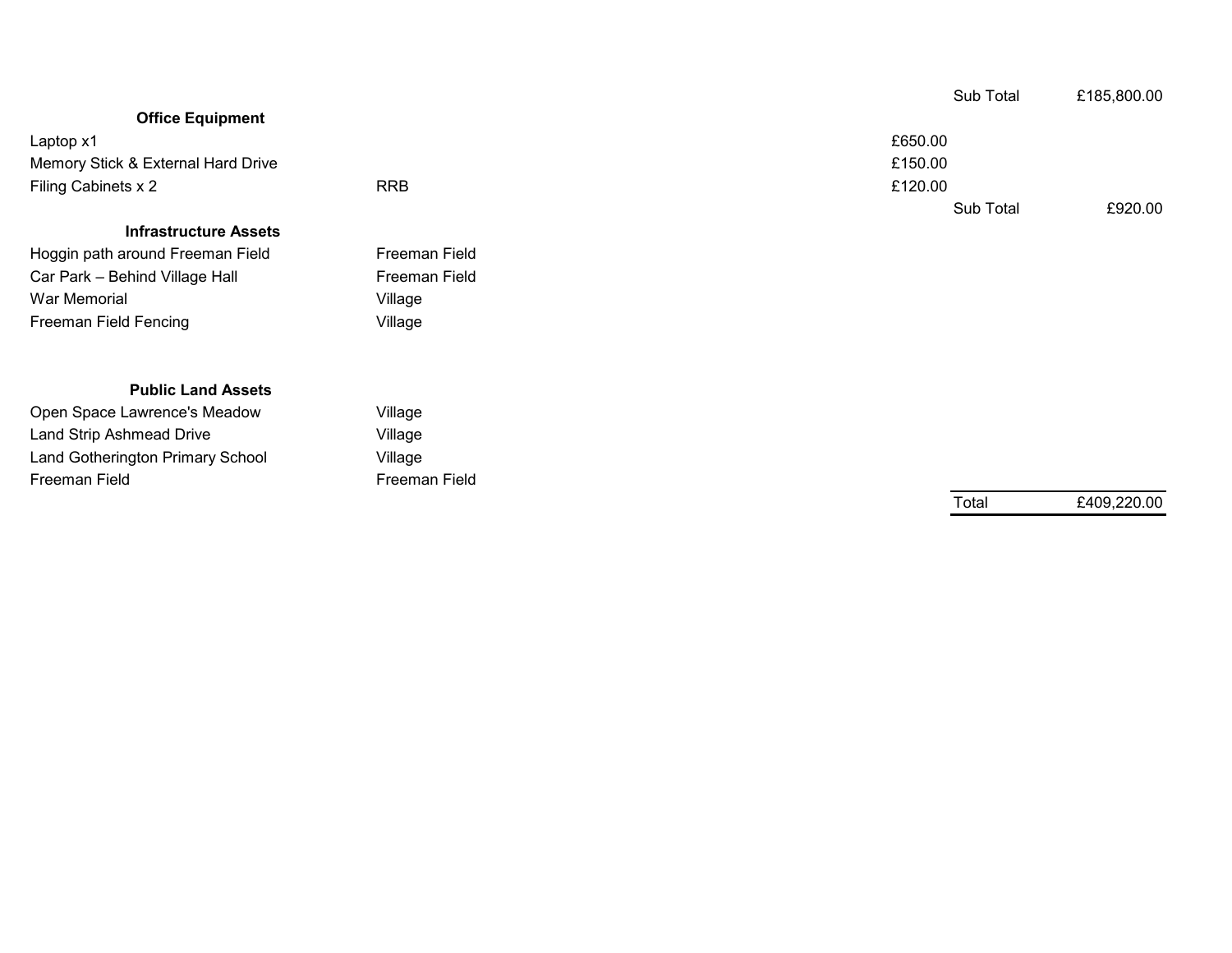| | | | | |
|---|---|---|---|---|
| | | | Sub Total | £185,800.00 |
| **Office Equipment** | | | | |
| Laptop x1 | | £650.00 | | |
| Memory Stick & External Hard Drive | | £150.00 | | |
| Filing Cabinets x 2 | RRB | £120.00 | | |
| | | | Sub Total | £920.00 |
| **Infrastructure Assets** | | | | |
| Hoggin path around Freeman Field | Freeman Field | | | |
| Car Park – Behind Village Hall | Freeman Field | | | |
| War Memorial | Village | | | |
| Freeman Field Fencing | Village | | | |
| **Public Land Assets** | | | | |
| Open Space Lawrence's Meadow | Village | | | |
| Land Strip Ashmead Drive | Village | | | |
| Land Gotherington Primary School | Village | | | |
| Freeman Field | Freeman Field | | | |
| | | | Total | £409,220.00 |